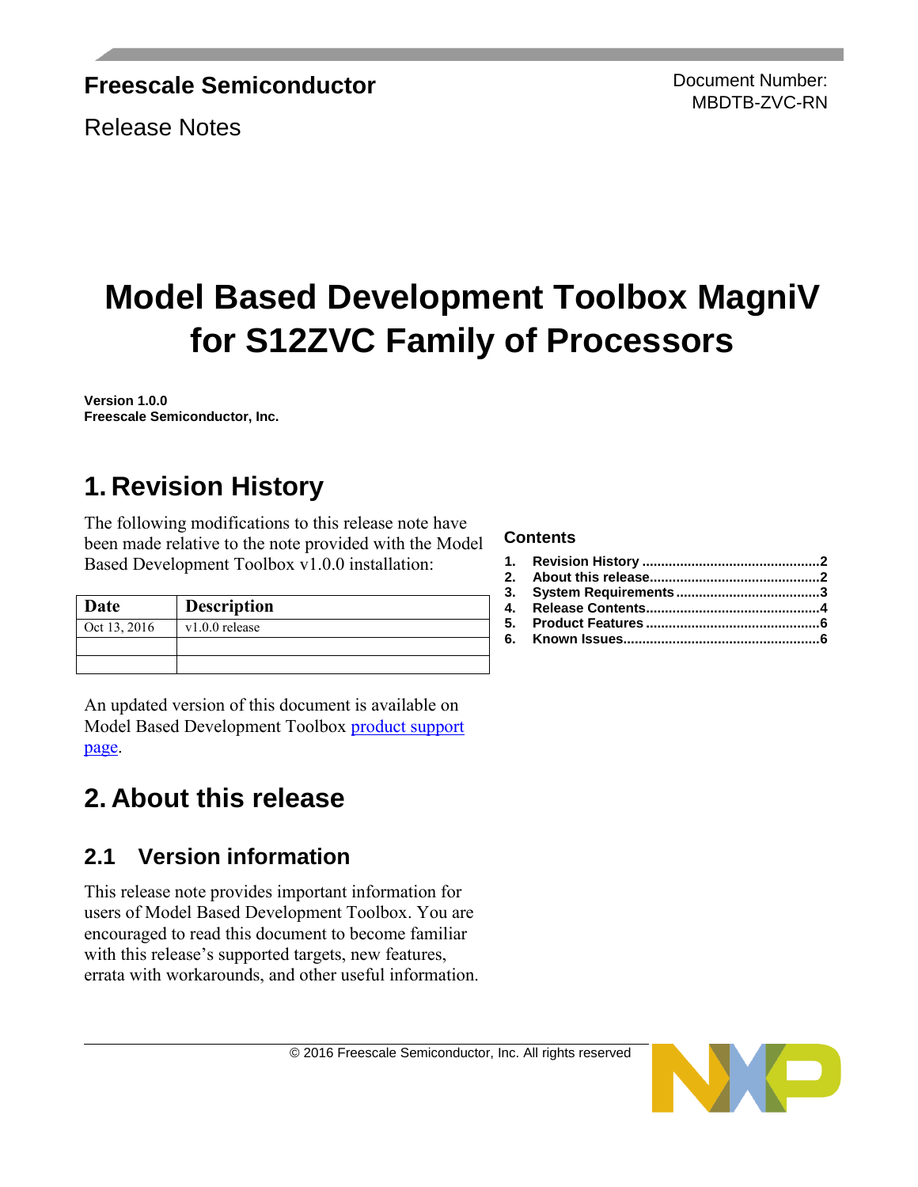**Freescale Semiconductor**

Release Notes

Document Number: MBDTB-ZVC-RN

# Model Based Development Toolbox MagniV for S12ZVC Family of Processors

**Version 1.0.0**
**Freescale Semiconductor, Inc.**

## 1. Revision History

The following modifications to this release note have been made relative to the note provided with the Model Based Development Toolbox v1.0.0 installation:

| Date | Description |
|---|---|
| Oct 13, 2016 | v1.0.0 release |
| | |
| | |

An updated version of this document is available on Model Based Development Toolbox [product support page](#).

### Contents

1. Revision History ........................................2
2. About this release......................................2
3. System Requirements ...................................3
4. Release Contents........................................4
5. Product Features .......................................6
6. Known Issues.............................................6

## 2. About this release

### 2.1 Version information

This release note provides important information for users of Model Based Development Toolbox. You are encouraged to read this document to become familiar with this release's supported targets, new features, errata with workarounds, and other useful information.

© 2016 Freescale Semiconductor, Inc. All rights reserved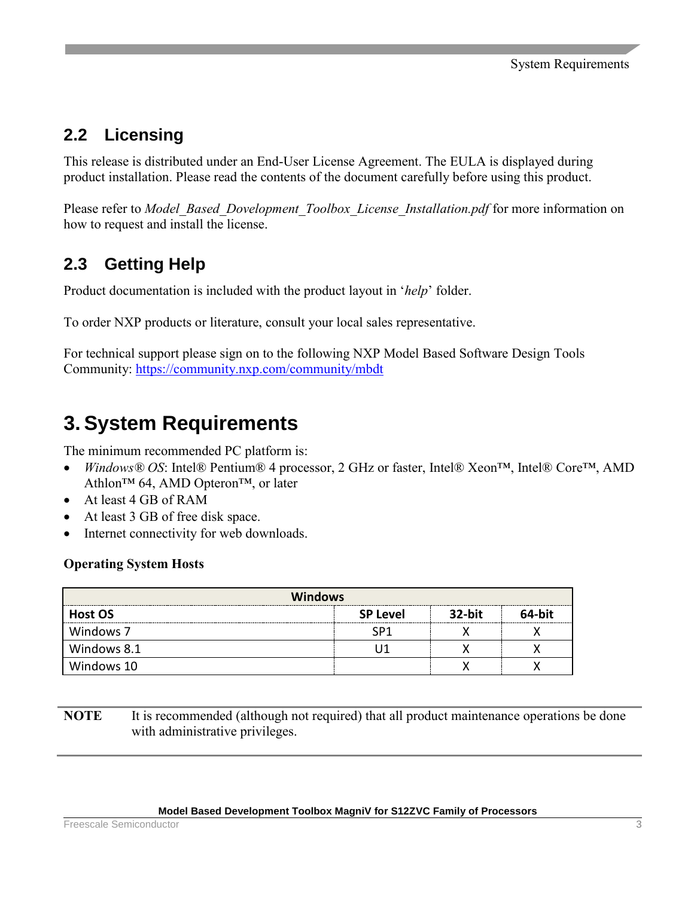## 2.2 Licensing

This release is distributed under an End-User License Agreement. The EULA is displayed during product installation. Please read the contents of the document carefully before using this product.

Please refer to *Model_Based_Development_Toolbox_License_Installation.pdf* for more information on how to request and install the license.

## 2.3 Getting Help

Product documentation is included with the product layout in '*help*' folder.

To order NXP products or literature, consult your local sales representative.

For technical support please sign on to the following NXP Model Based Software Design Tools Community: https://community.nxp.com/community/mbdt

# 3. System Requirements

The minimum recommended PC platform is:

- *Windows® OS*: Intel® Pentium® 4 processor, 2 GHz or faster, Intel® Xeon™, Intel® Core™, AMD Athlon™ 64, AMD Opteron™, or later
- At least 4 GB of RAM
- At least 3 GB of free disk space.
- Internet connectivity for web downloads.

**Operating System Hosts**

| Windows | | | |
|---|---|---|---|
| **Host OS** | **SP Level** | **32-bit** | **64-bit** |
| Windows 7 | SP1 | X | X |
| Windows 8.1 | U1 | X | X |
| Windows 10 | | X | X |

**NOTE** It is recommended (although not required) that all product maintenance operations be done with administrative privileges.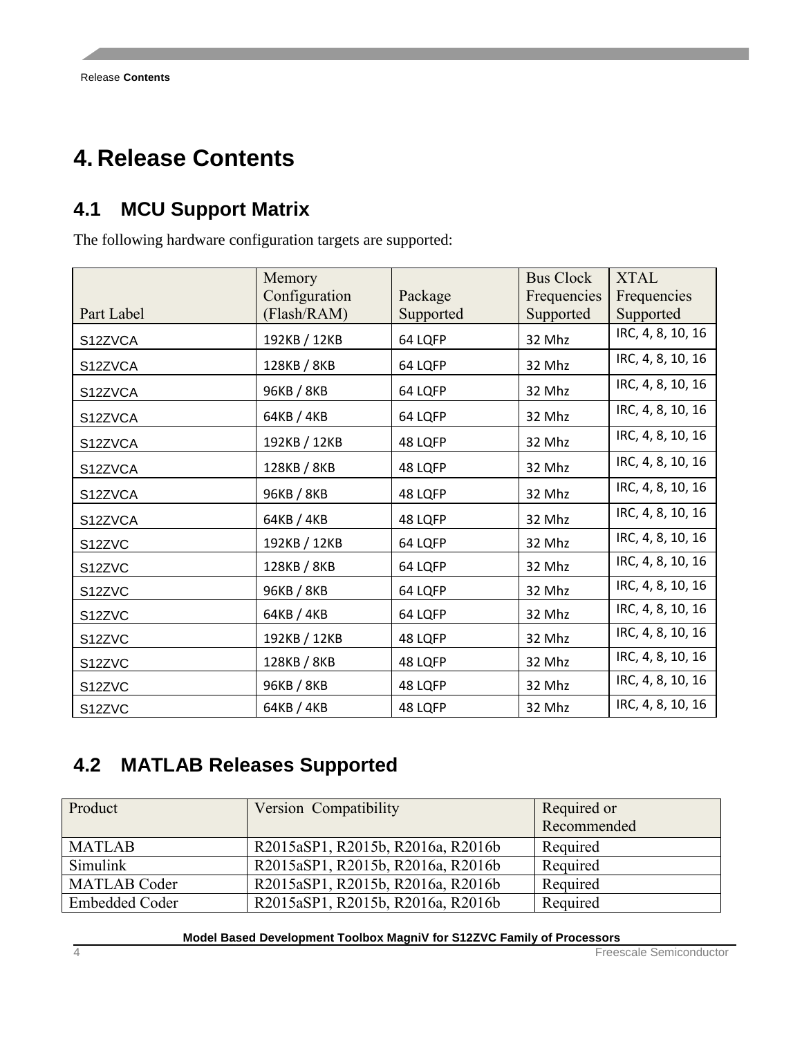# 4. Release Contents

## 4.1 MCU Support Matrix

The following hardware configuration targets are supported:

| Part Label | Memory Configuration (Flash/RAM) | Package Supported | Bus Clock Frequencies Supported | XTAL Frequencies Supported |
|---|---|---|---|---|
| S12ZVCA | 192KB / 12KB | 64 LQFP | 32 Mhz | IRC, 4, 8, 10, 16 |
| S12ZVCA | 128KB / 8KB | 64 LQFP | 32 Mhz | IRC, 4, 8, 10, 16 |
| S12ZVCA | 96KB / 8KB | 64 LQFP | 32 Mhz | IRC, 4, 8, 10, 16 |
| S12ZVCA | 64KB / 4KB | 64 LQFP | 32 Mhz | IRC, 4, 8, 10, 16 |
| S12ZVCA | 192KB / 12KB | 48 LQFP | 32 Mhz | IRC, 4, 8, 10, 16 |
| S12ZVCA | 128KB / 8KB | 48 LQFP | 32 Mhz | IRC, 4, 8, 10, 16 |
| S12ZVCA | 96KB / 8KB | 48 LQFP | 32 Mhz | IRC, 4, 8, 10, 16 |
| S12ZVCA | 64KB / 4KB | 48 LQFP | 32 Mhz | IRC, 4, 8, 10, 16 |
| S12ZVC | 192KB / 12KB | 64 LQFP | 32 Mhz | IRC, 4, 8, 10, 16 |
| S12ZVC | 128KB / 8KB | 64 LQFP | 32 Mhz | IRC, 4, 8, 10, 16 |
| S12ZVC | 96KB / 8KB | 64 LQFP | 32 Mhz | IRC, 4, 8, 10, 16 |
| S12ZVC | 64KB / 4KB | 64 LQFP | 32 Mhz | IRC, 4, 8, 10, 16 |
| S12ZVC | 192KB / 12KB | 48 LQFP | 32 Mhz | IRC, 4, 8, 10, 16 |
| S12ZVC | 128KB / 8KB | 48 LQFP | 32 Mhz | IRC, 4, 8, 10, 16 |
| S12ZVC | 96KB / 8KB | 48 LQFP | 32 Mhz | IRC, 4, 8, 10, 16 |
| S12ZVC | 64KB / 4KB | 48 LQFP | 32 Mhz | IRC, 4, 8, 10, 16 |

## 4.2 MATLAB Releases Supported

| Product | Version Compatibility | Required or Recommended |
|---|---|---|
| MATLAB | R2015aSP1, R2015b, R2016a, R2016b | Required |
| Simulink | R2015aSP1, R2015b, R2016a, R2016b | Required |
| MATLAB Coder | R2015aSP1, R2015b, R2016a, R2016b | Required |
| Embedded Coder | R2015aSP1, R2015b, R2016a, R2016b | Required |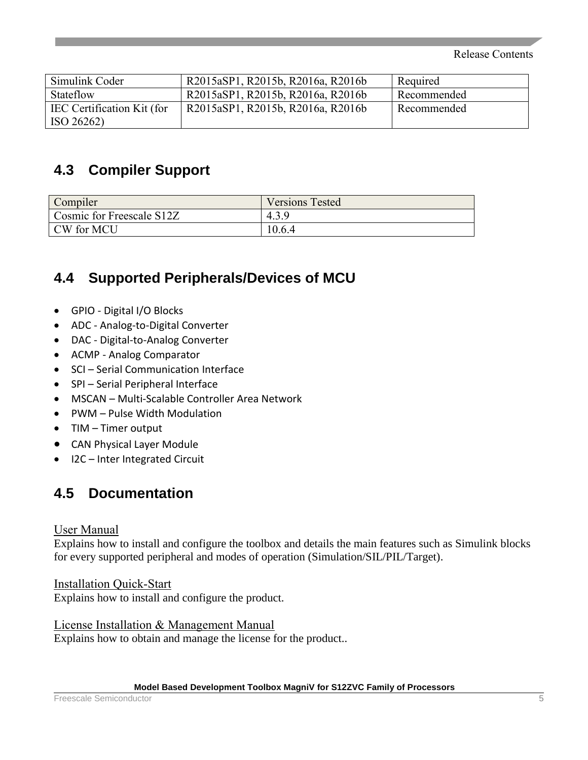| Simulink Coder | R2015aSP1, R2015b, R2016a, R2016b | Required |
|---|---|---|
| Stateflow | R2015aSP1, R2015b, R2016a, R2016b | Recommended |
| IEC Certification Kit (for ISO 26262) | R2015aSP1, R2015b, R2016a, R2016b | Recommended |

## 4.3 Compiler Support

| Compiler | Versions Tested |
|---|---|
| Cosmic for Freescale S12Z | 4.3.9 |
| CW for MCU | 10.6.4 |

## 4.4 Supported Peripherals/Devices of MCU

- GPIO - Digital I/O Blocks
- ADC - Analog-to-Digital Converter
- DAC - Digital-to-Analog Converter
- ACMP - Analog Comparator
- SCI – Serial Communication Interface
- SPI – Serial Peripheral Interface
- MSCAN – Multi-Scalable Controller Area Network
- PWM – Pulse Width Modulation
- TIM – Timer output
- CAN Physical Layer Module
- I2C – Inter Integrated Circuit

## 4.5 Documentation

User Manual
Explains how to install and configure the toolbox and details the main features such as Simulink blocks for every supported peripheral and modes of operation (Simulation/SIL/PIL/Target).

Installation Quick-Start
Explains how to install and configure the product.

License Installation & Management Manual
Explains how to obtain and manage the license for the product..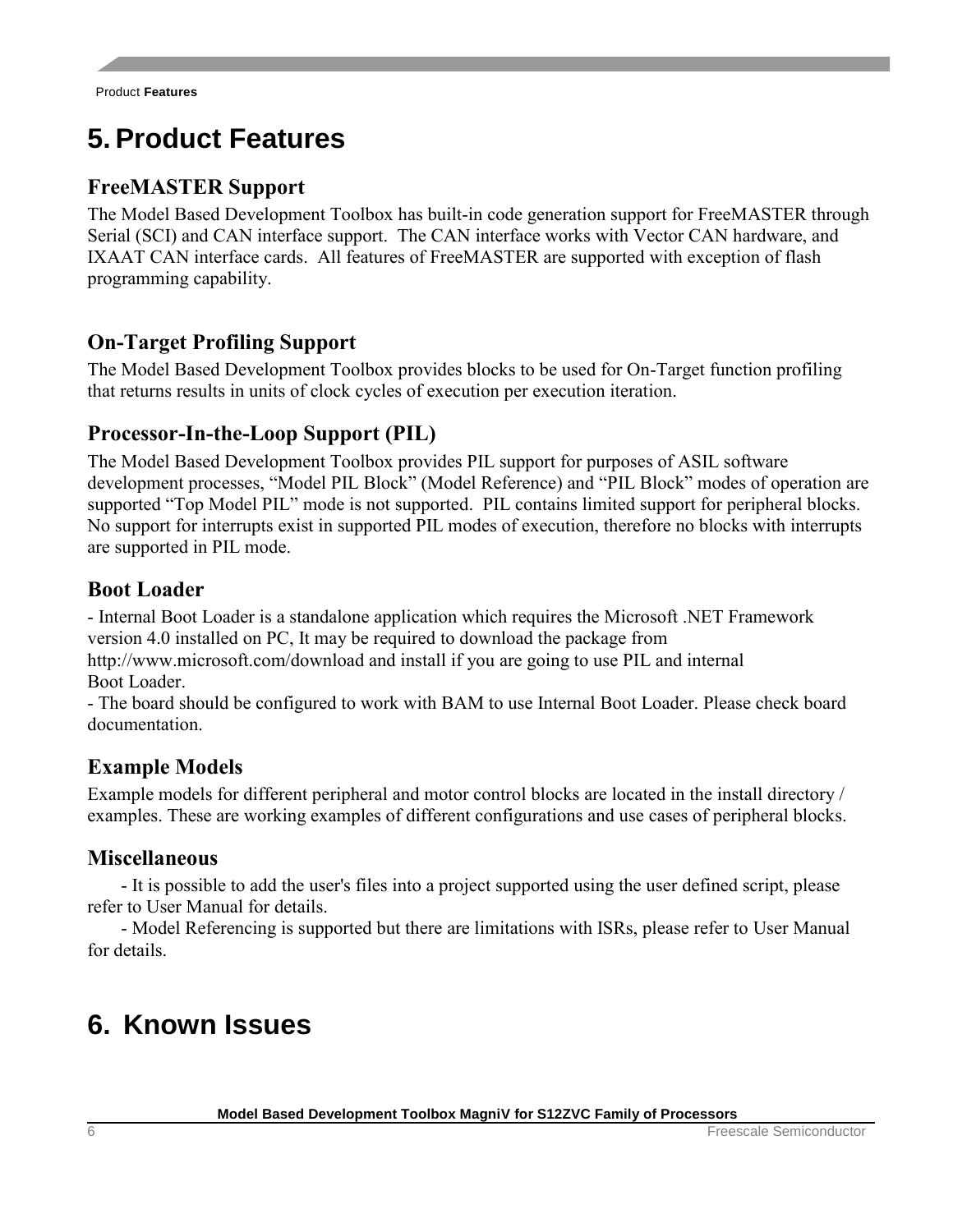# 5. Product Features

### FreeMASTER Support

The Model Based Development Toolbox has built-in code generation support for FreeMASTER through Serial (SCI) and CAN interface support. The CAN interface works with Vector CAN hardware, and IXAAT CAN interface cards. All features of FreeMASTER are supported with exception of flash programming capability.

### On-Target Profiling Support

The Model Based Development Toolbox provides blocks to be used for On-Target function profiling that returns results in units of clock cycles of execution per execution iteration.

### Processor-In-the-Loop Support (PIL)

The Model Based Development Toolbox provides PIL support for purposes of ASIL software development processes, “Model PIL Block” (Model Reference) and “PIL Block” modes of operation are supported “Top Model PIL” mode is not supported. PIL contains limited support for peripheral blocks. No support for interrupts exist in supported PIL modes of execution, therefore no blocks with interrupts are supported in PIL mode.

### Boot Loader

- Internal Boot Loader is a standalone application which requires the Microsoft .NET Framework version 4.0 installed on PC, It may be required to download the package from http://www.microsoft.com/download and install if you are going to use PIL and internal Boot Loader.
- The board should be configured to work with BAM to use Internal Boot Loader. Please check board documentation.

### Example Models

Example models for different peripheral and motor control blocks are located in the install directory / examples. These are working examples of different configurations and use cases of peripheral blocks.

### Miscellaneous

- It is possible to add the user's files into a project supported using the user defined script, please refer to User Manual for details.
- Model Referencing is supported but there are limitations with ISRs, please refer to User Manual for details.

# 6. Known Issues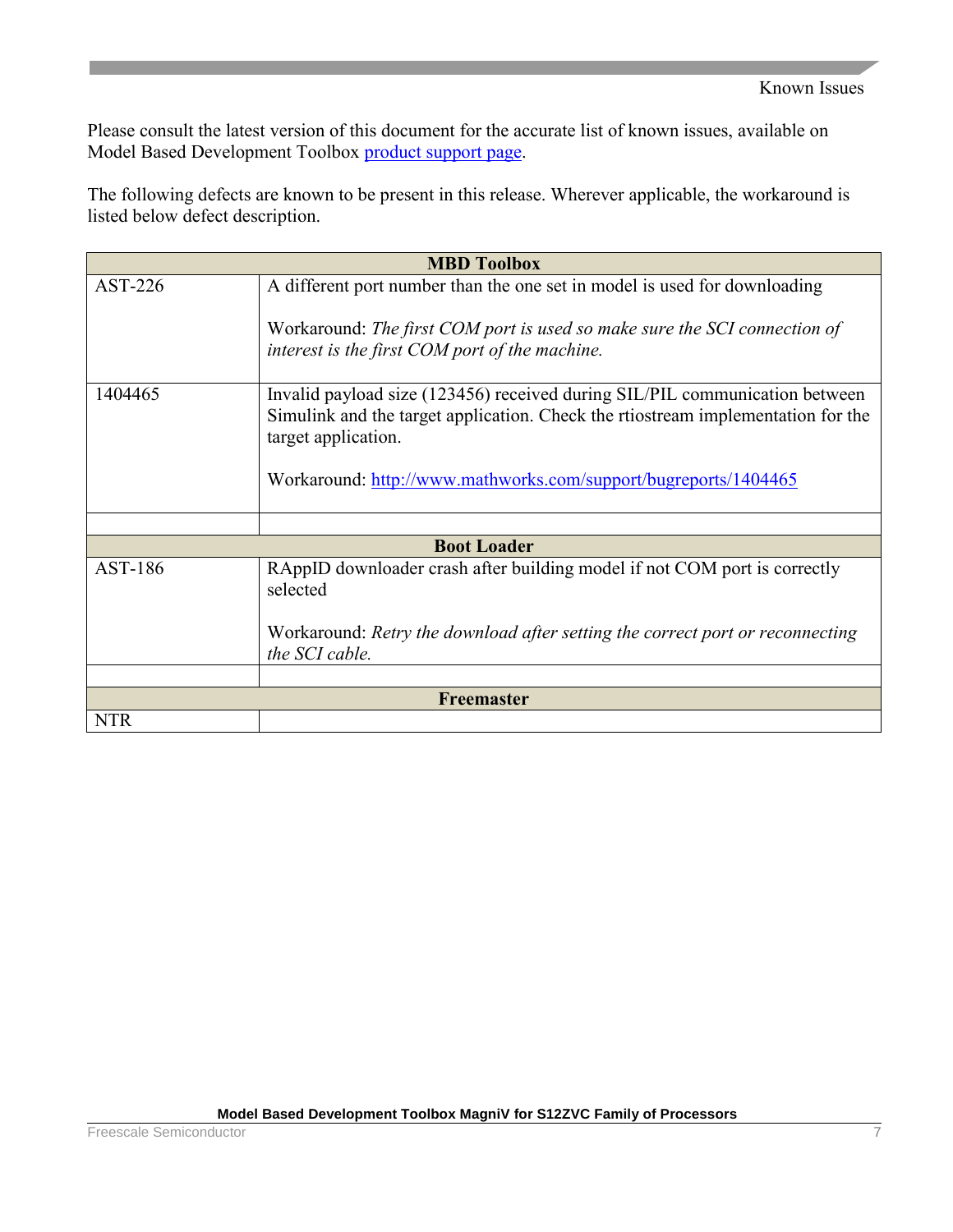Please consult the latest version of this document for the accurate list of known issues, available on Model Based Development Toolbox [product support page](#).

The following defects are known to be present in this release. Wherever applicable, the workaround is listed below defect description.

| **MBD Toolbox** | |
|---|---|
| AST-226 | A different port number than the one set in model is used for downloading<br><br>Workaround: *The first COM port is used so make sure the SCI connection of interest is the first COM port of the machine.* |
| 1404465 | Invalid payload size (123456) received during SIL/PIL communication between Simulink and the target application. Check the rtiostream implementation for the target application.<br><br>Workaround: [http://www.mathworks.com/support/bugreports/1404465](http://www.mathworks.com/support/bugreports/1404465) |
| | |
| **Boot Loader** | |
| AST-186 | RAppID downloader crash after building model if not COM port is correctly selected<br><br>Workaround: *Retry the download after setting the correct port or reconnecting the SCI cable.* |
| | |
| **Freemaster** | |
| NTR | |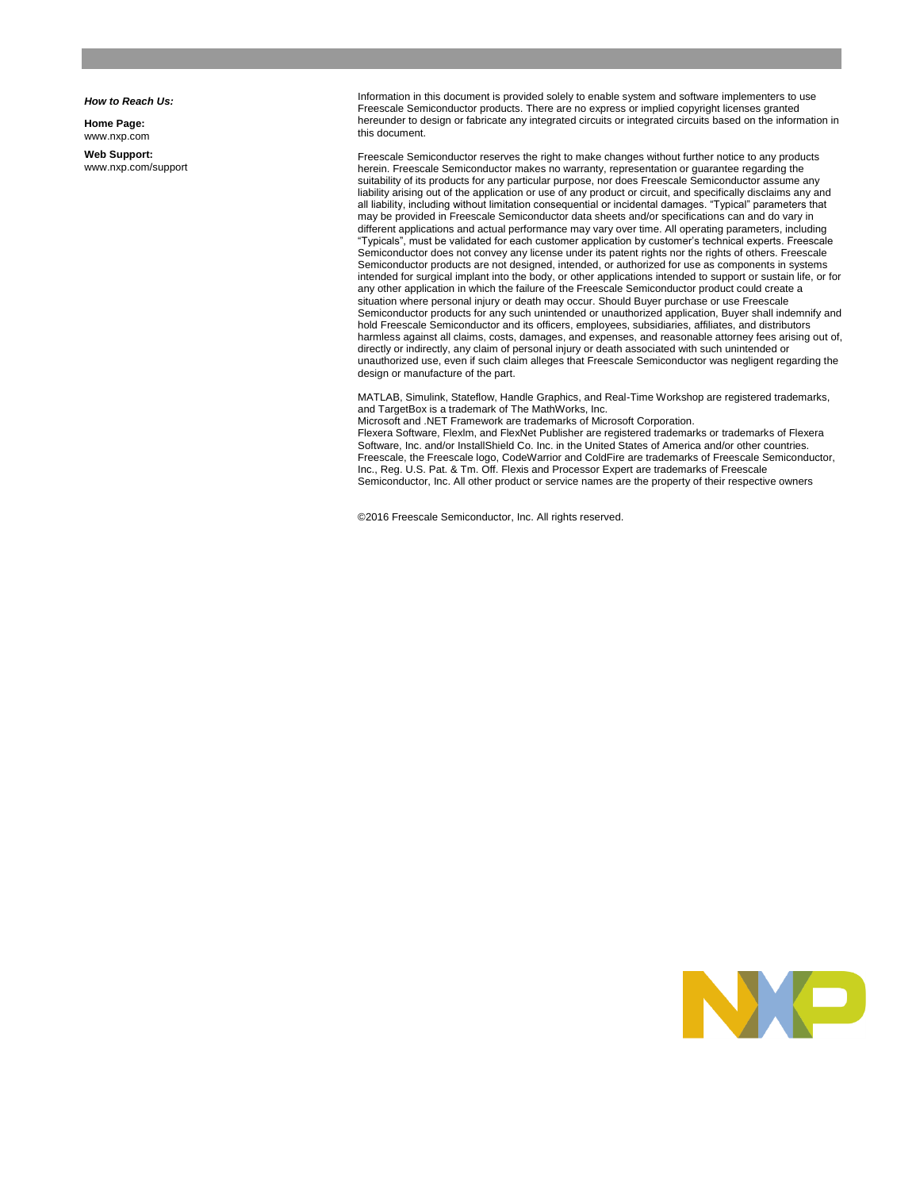***How to Reach Us:***

**Home Page:**
www.nxp.com

**Web Support:**
www.nxp.com/support

Information in this document is provided solely to enable system and software implementers to use Freescale Semiconductor products. There are no express or implied copyright licenses granted hereunder to design or fabricate any integrated circuits or integrated circuits based on the information in this document.

Freescale Semiconductor reserves the right to make changes without further notice to any products herein. Freescale Semiconductor makes no warranty, representation or guarantee regarding the suitability of its products for any particular purpose, nor does Freescale Semiconductor assume any liability arising out of the application or use of any product or circuit, and specifically disclaims any and all liability, including without limitation consequential or incidental damages. "Typical" parameters that may be provided in Freescale Semiconductor data sheets and/or specifications can and do vary in different applications and actual performance may vary over time. All operating parameters, including "Typicals", must be validated for each customer application by customer's technical experts. Freescale Semiconductor does not convey any license under its patent rights nor the rights of others. Freescale Semiconductor products are not designed, intended, or authorized for use as components in systems intended for surgical implant into the body, or other applications intended to support or sustain life, or for any other application in which the failure of the Freescale Semiconductor product could create a situation where personal injury or death may occur. Should Buyer purchase or use Freescale Semiconductor products for any such unintended or unauthorized application, Buyer shall indemnify and hold Freescale Semiconductor and its officers, employees, subsidiaries, affiliates, and distributors harmless against all claims, costs, damages, and expenses, and reasonable attorney fees arising out of, directly or indirectly, any claim of personal injury or death associated with such unintended or unauthorized use, even if such claim alleges that Freescale Semiconductor was negligent regarding the design or manufacture of the part.

MATLAB, Simulink, Stateflow, Handle Graphics, and Real-Time Workshop are registered trademarks, and TargetBox is a trademark of The MathWorks, Inc.
Microsoft and .NET Framework are trademarks of Microsoft Corporation.
Flexera Software, Flexlm, and FlexNet Publisher are registered trademarks or trademarks of Flexera Software, Inc. and/or InstallShield Co. Inc. in the United States of America and/or other countries.
Freescale, the Freescale logo, CodeWarrior and ColdFire are trademarks of Freescale Semiconductor, Inc., Reg. U.S. Pat. & Tm. Off. Flexis and Processor Expert are trademarks of Freescale Semiconductor, Inc. All other product or service names are the property of their respective owners

©2016 Freescale Semiconductor, Inc. All rights reserved.